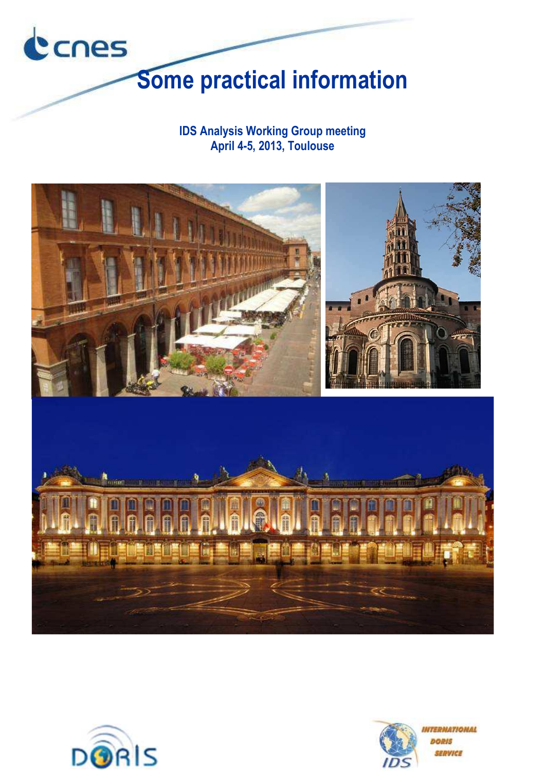# Some practical information

**IDS Analysis Working Group meeting**
**April 4-5, 2013, Toulouse**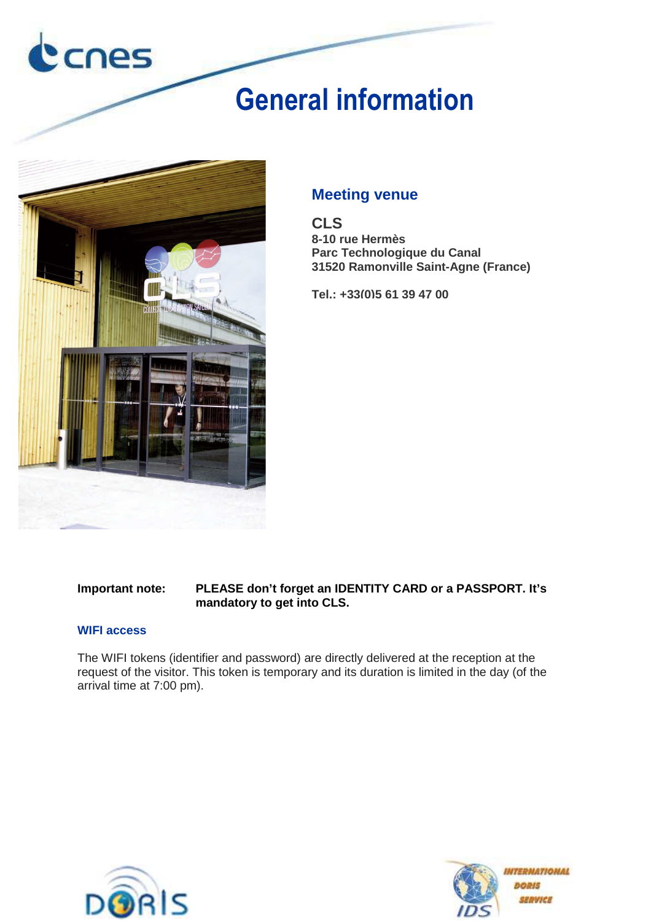# General information

## Meeting venue

**CLS**
**8-10 rue Hermès**
**Parc Technologique du Canal**
**31520 Ramonville Saint-Agne (France)**

**Tel.: +33(0)5 61 39 47 00**

**Important note:** **PLEASE don't forget an IDENTITY CARD or a PASSPORT. It's mandatory to get into CLS.**

### WIFI access

The WIFI tokens (identifier and password) are directly delivered at the reception at the request of the visitor. This token is temporary and its duration is limited in the day (of the arrival time at 7:00 pm).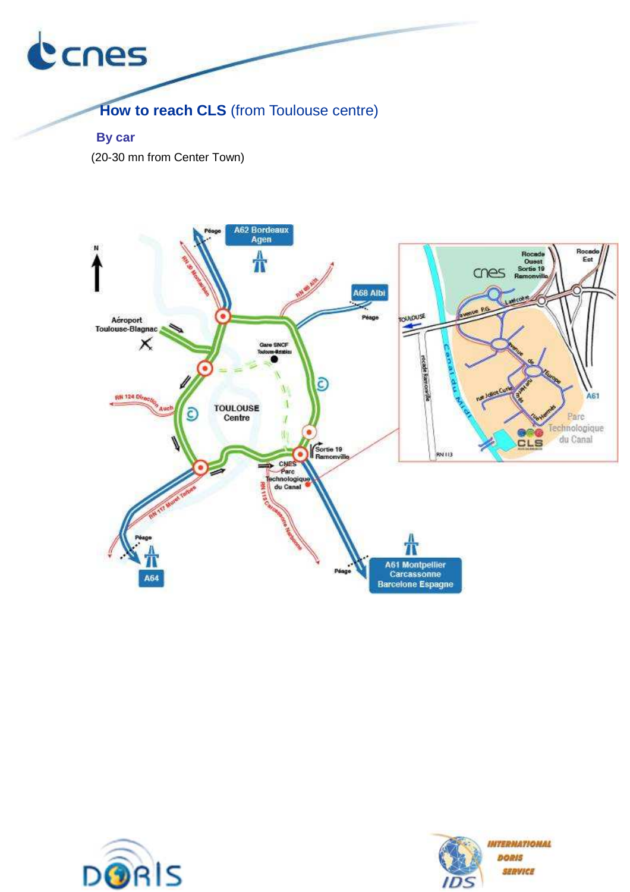## How to reach CLS (from Toulouse centre)

### By car

(20-30 mn from Center Town)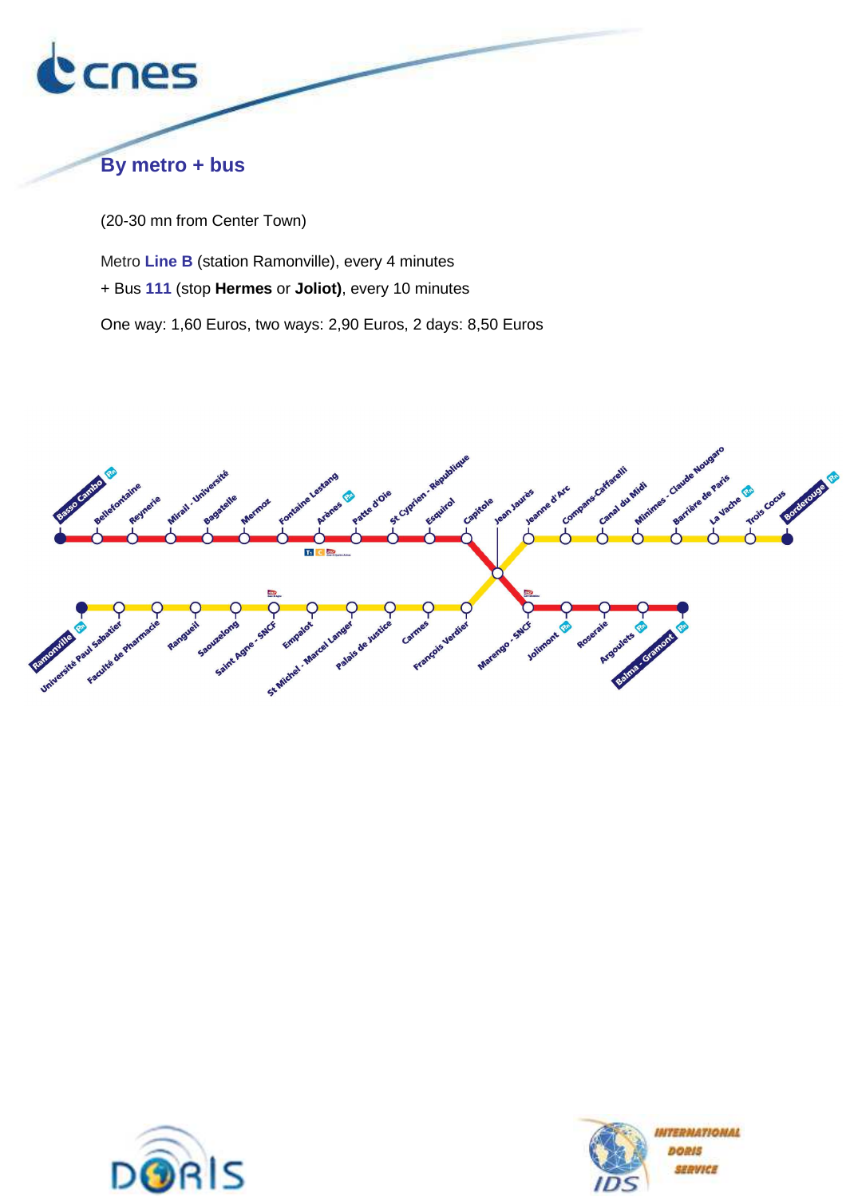## By metro + bus

(20-30 mn from Center Town)

Metro **Line B** (station Ramonville), every 4 minutes

+ Bus **111** (stop **Hermes** or **Joliot)**, every 10 minutes

One way: 1,60 Euros, two ways: 2,90 Euros, 2 days: 8,50 Euros

Basso Cambo, Bellefontaine, Reynerie, Mirail - Université, Bagatelle, Mermoz, Fontaine Lestang, Arènes, Patte d'Oie, St Cyprien - République, Esquirol, Capitole, Jean Jaurès, Jeanne d'Arc, Compans-Caffarelli, Canal du Midi, Minimes - Claude Nougaro, Barrière de Paris, La Vache, Trois Cocus, Borderouge

Ramonville, Université Paul Sabatier, Faculté de Pharmacie, Rangueil, Saouzelong, Saint Agne - SNCF, Empalot, St Michel - Marcel Langer, Palais de Justice, Carmes, François Verdier, Marengo - SNCF, Jolimont, Roseraie, Argoulets, Balma - Gramont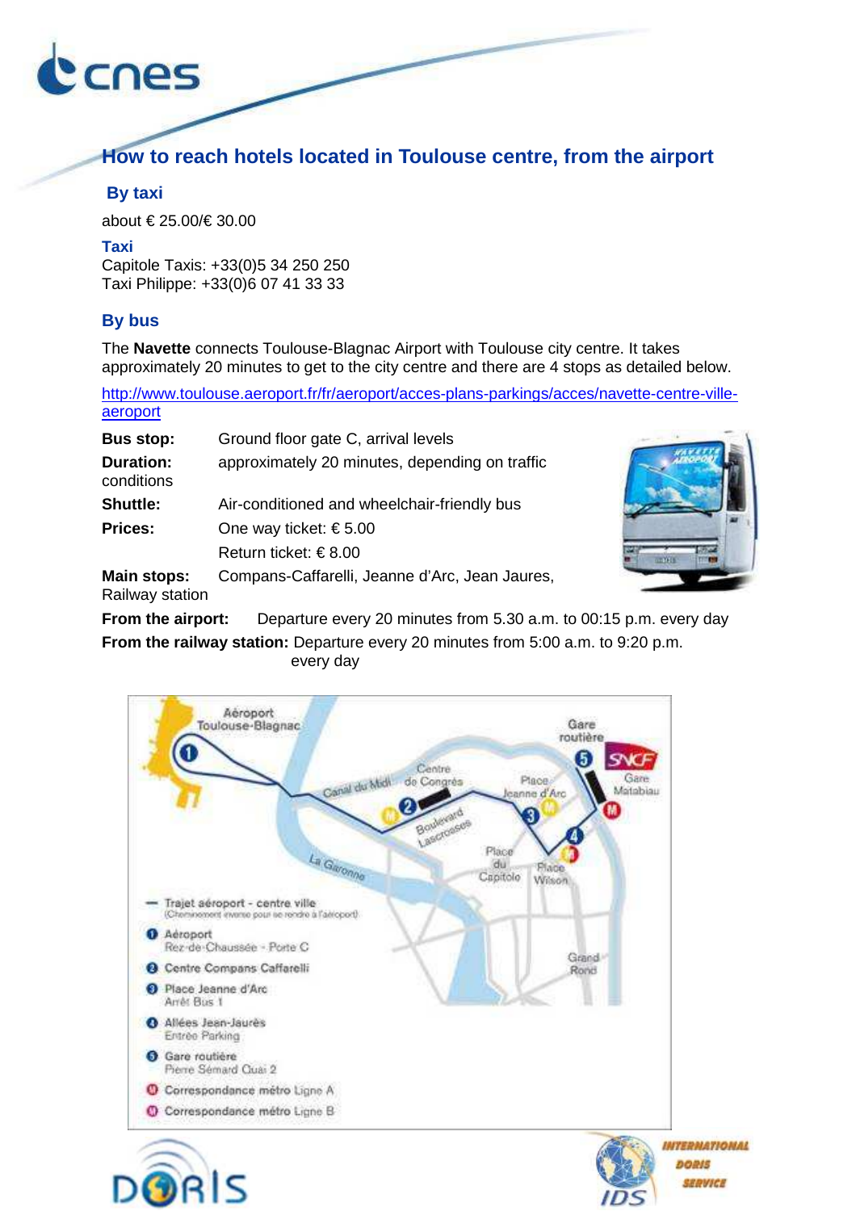## How to reach hotels located in Toulouse centre, from the airport

### By taxi

about € 25.00/€ 30.00

**Taxi**
Capitole Taxis: +33(0)5 34 250 250
Taxi Philippe: +33(0)6 07 41 33 33

### By bus

The **Navette** connects Toulouse-Blagnac Airport with Toulouse city centre. It takes approximately 20 minutes to get to the city centre and there are 4 stops as detailed below.

http://www.toulouse.aeroport.fr/fr/aeroport/acces-plans-parkings/acces/navette-centre-ville-aeroport

**Bus stop:** Ground floor gate C, arrival levels

**Duration:** approximately 20 minutes, depending on traffic conditions

**Shuttle:** Air-conditioned and wheelchair-friendly bus

**Prices:** One way ticket: € 5.00
Return ticket: € 8.00

**Main stops:** Compans-Caffarelli, Jeanne d'Arc, Jean Jaures, Railway station

**From the airport:** Departure every 20 minutes from 5.30 a.m. to 00:15 p.m. every day

**From the railway station:** Departure every 20 minutes from 5:00 a.m. to 9:20 p.m. every day

Aéroport Toulouse-Blagnac — Gare routière — SNCF Gare Matabiau — Canal du Midi — Centre de Congrès — Place Jeanne d'Arc — Boulevard Lascrosses — Place du Capitole — Place Wilson — La Garonne — Grand Rond

- Trajet aéroport - centre ville (Cheminement inverse pour se rendre à l'aéroport)
- 1 Aéroport — Rez-de-Chaussée - Porte C
- 2 Centre Compans Caffarelli
- 3 Place Jeanne d'Arc — Arrêt Bus 1
- 4 Allées Jean-Jaurès — Entrée Parking
- 5 Gare routière — Pierre Sémard Quai 2
- M Correspondance métro Ligne A
- M Correspondance métro Ligne B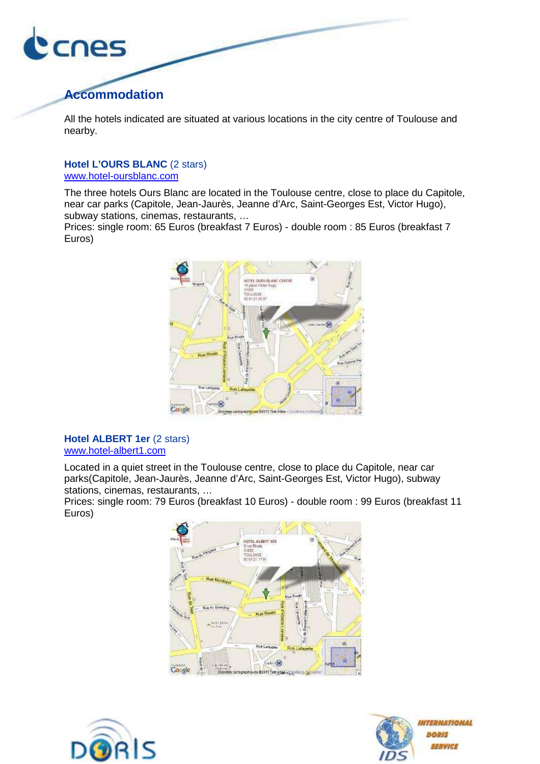## Accommodation

All the hotels indicated are situated at various locations in the city centre of Toulouse and nearby.

### Hotel L'OURS BLANC (2 stars)

www.hotel-oursblanc.com

The three hotels Ours Blanc are located in the Toulouse centre, close to place du Capitole, near car parks (Capitole, Jean-Jaurès, Jeanne d'Arc, Saint-Georges Est, Victor Hugo), subway stations, cinemas, restaurants, …
Prices: single room: 65 Euros (breakfast 7 Euros) - double room : 85 Euros (breakfast 7 Euros)

### Hotel ALBERT 1er (2 stars)

www.hotel-albert1.com

Located in a quiet street in the Toulouse centre, close to place du Capitole, near car parks(Capitole, Jean-Jaurès, Jeanne d'Arc, Saint-Georges Est, Victor Hugo), subway stations, cinemas, restaurants, …
Prices: single room: 79 Euros (breakfast 10 Euros) - double room : 99 Euros (breakfast 11 Euros)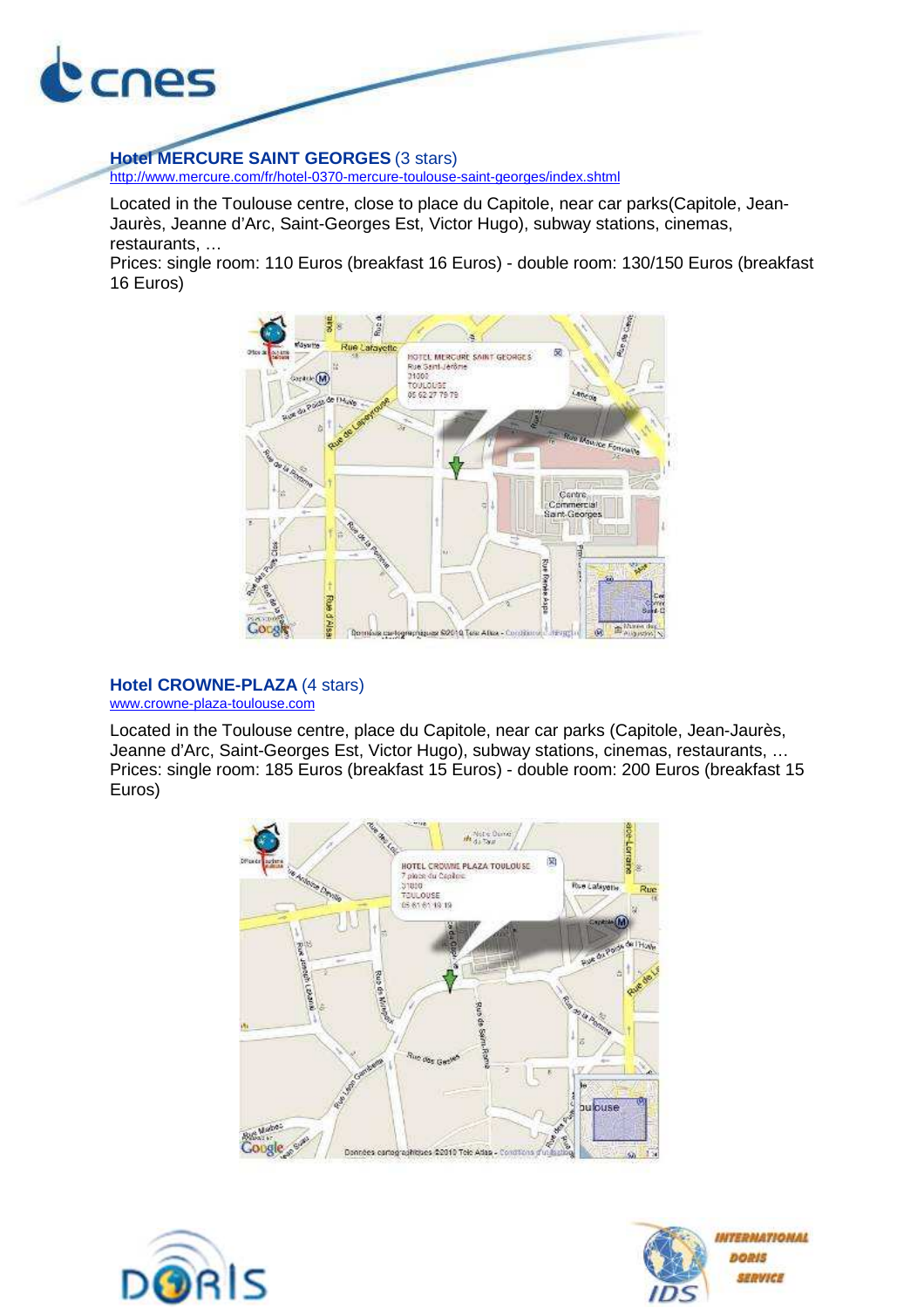**Hotel MERCURE SAINT GEORGES** (3 stars)
http://www.mercure.com/fr/hotel-0370-mercure-toulouse-saint-georges/index.shtml

Located in the Toulouse centre, close to place du Capitole, near car parks(Capitole, Jean-Jaurès, Jeanne d'Arc, Saint-Georges Est, Victor Hugo), subway stations, cinemas, restaurants, …
Prices: single room: 110 Euros (breakfast 16 Euros) - double room: 130/150 Euros (breakfast 16 Euros)

**Hotel CROWNE-PLAZA** (4 stars)
www.crowne-plaza-toulouse.com

Located in the Toulouse centre, place du Capitole, near car parks (Capitole, Jean-Jaurès, Jeanne d'Arc, Saint-Georges Est, Victor Hugo), subway stations, cinemas, restaurants, …
Prices: single room: 185 Euros (breakfast 15 Euros) - double room: 200 Euros (breakfast 15 Euros)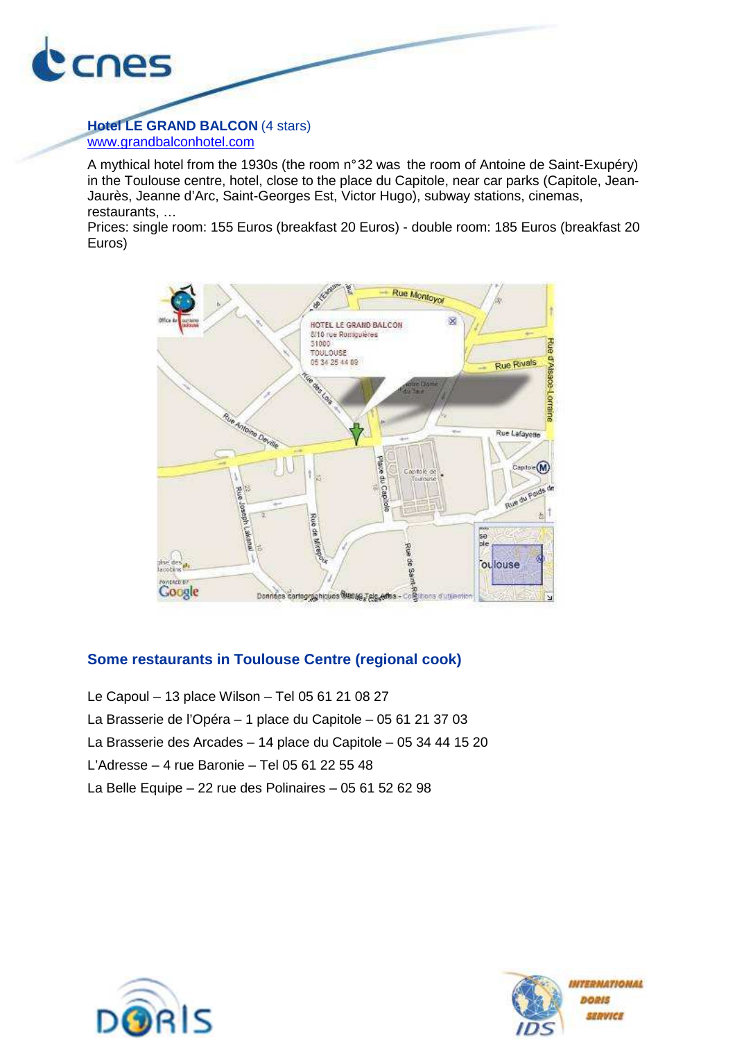**Hotel LE GRAND BALCON** (4 stars)
www.grandbalconhotel.com

A mythical hotel from the 1930s (the room n°32 was the room of Antoine de Saint-Exupéry) in the Toulouse centre, hotel, close to the place du Capitole, near car parks (Capitole, Jean-Jaurès, Jeanne d'Arc, Saint-Georges Est, Victor Hugo), subway stations, cinemas, restaurants, …
Prices: single room: 155 Euros (breakfast 20 Euros) - double room: 185 Euros (breakfast 20 Euros)

## Some restaurants in Toulouse Centre (regional cook)

Le Capoul – 13 place Wilson – Tel 05 61 21 08 27

La Brasserie de l'Opéra – 1 place du Capitole – 05 61 21 37 03

La Brasserie des Arcades – 14 place du Capitole – 05 34 44 15 20

L'Adresse – 4 rue Baronie – Tel 05 61 22 55 48

La Belle Equipe – 22 rue des Polinaires – 05 61 52 62 98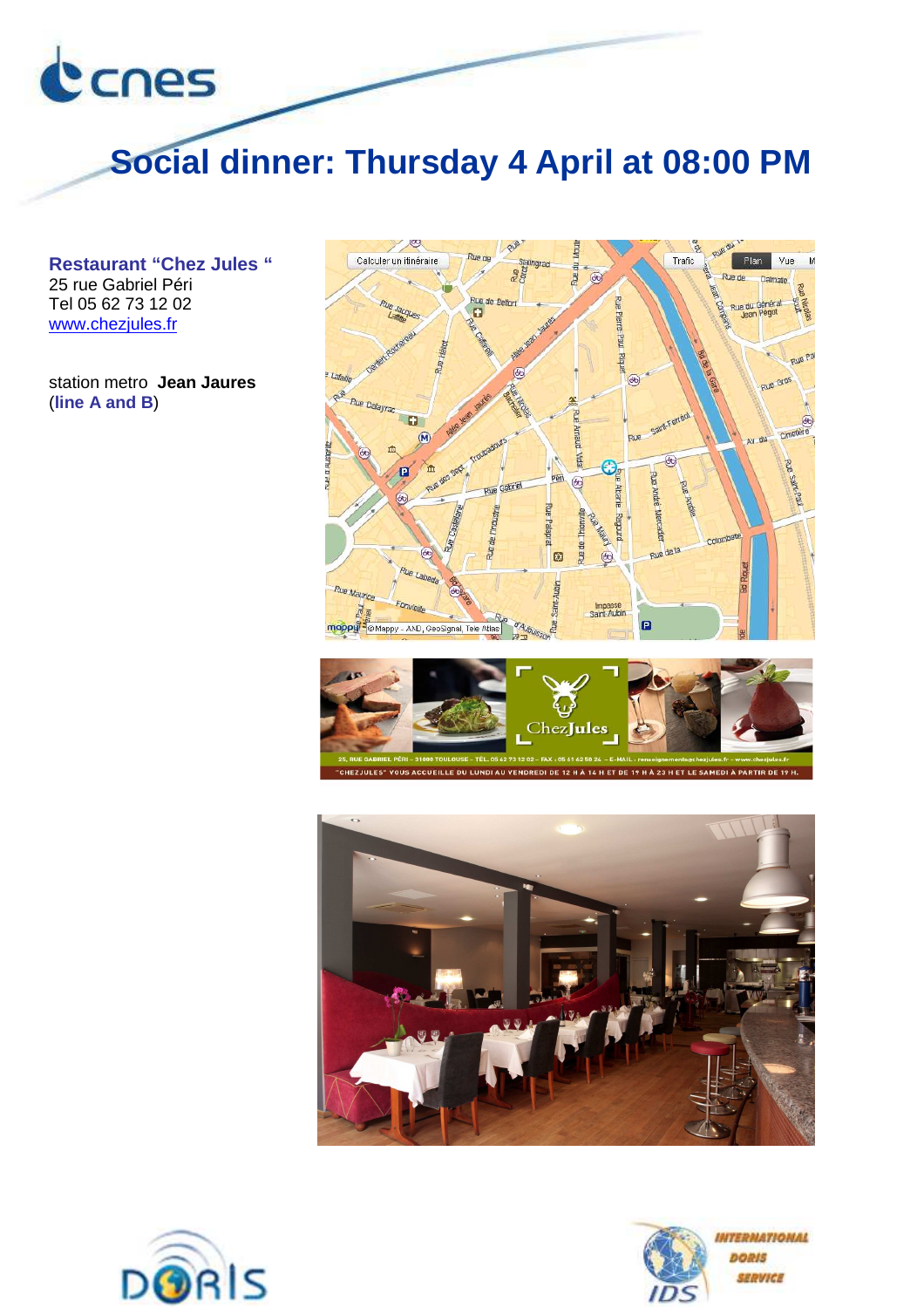# Social dinner: Thursday 4 April at 08:00 PM

**Restaurant "Chez Jules "**
25 rue Gabriel Péri
Tel 05 62 73 12 02
www.chezjules.fr

station metro **Jean Jaures**
(**line A and B**)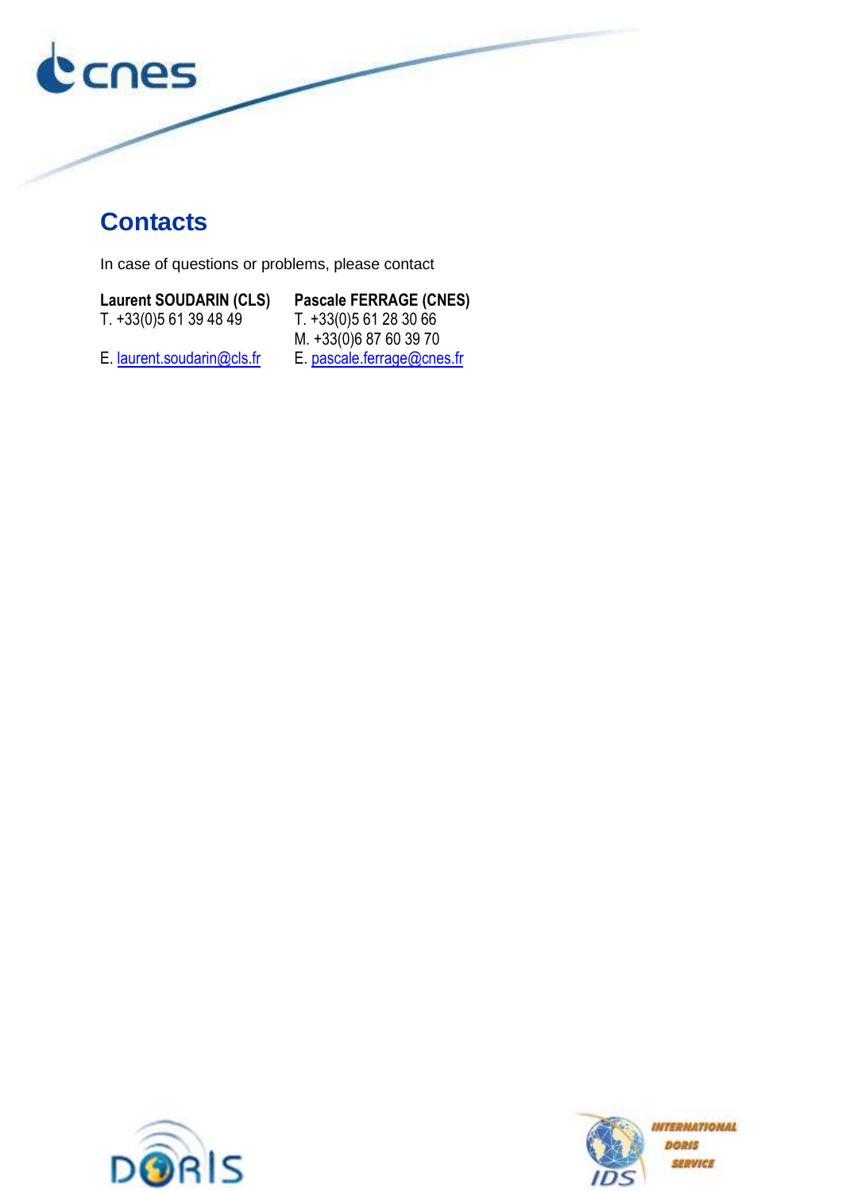# Contacts

In case of questions or problems, please contact

**Laurent SOUDARIN (CLS)**
T. +33(0)5 61 39 48 49
E. laurent.soudarin@cls.fr

**Pascale FERRAGE (CNES)**
T. +33(0)5 61 28 30 66
M. +33(0)6 87 60 39 70
E. pascale.ferrage@cnes.fr